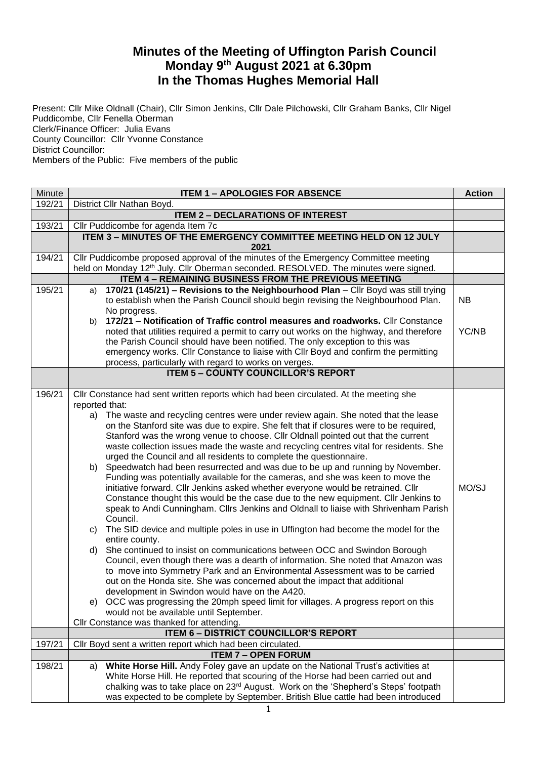# Minutes of the Meeting of Uffington Parish Council
## Monday 9th August 2021 at 6.30pm
## In the Thomas Hughes Memorial Hall

Present: Cllr Mike Oldnall (Chair), Cllr Simon Jenkins, Cllr Dale Pilchowski, Cllr Graham Banks, Cllr Nigel Puddicombe, Cllr Fenella Oberman
Clerk/Finance Officer: Julia Evans
County Councillor: Cllr Yvonne Constance
District Councillor:
Members of the Public: Five members of the public

| Minute | ITEM 1 – APOLOGIES FOR ABSENCE | Action |
|---|---|---|
| 192/21 | District Cllr Nathan Boyd. | |
| | **ITEM 2 – DECLARATIONS OF INTEREST** | |
| 193/21 | Cllr Puddicombe for agenda Item 7c | |
| | **ITEM 3 – MINUTES OF THE EMERGENCY COMMITTEE MEETING HELD ON 12 JULY 2021** | |
| 194/21 | Cllr Puddicombe proposed approval of the minutes of the Emergency Committee meeting held on Monday 12th July. Cllr Oberman seconded. RESOLVED. The minutes were signed. | |
| | **ITEM 4 – REMAINING BUSINESS FROM THE PREVIOUS MEETING** | |
| 195/21 | a) **170/21 (145/21) – Revisions to the Neighbourhood Plan** – Cllr Boyd was still trying to establish when the Parish Council should begin revising the Neighbourhood Plan. No progress.<br>b) **172/21** – **Notification of Traffic control measures and roadworks.** Cllr Constance noted that utilities required a permit to carry out works on the highway, and therefore the Parish Council should have been notified. The only exception to this was emergency works. Cllr Constance to liaise with Cllr Boyd and confirm the permitting process, particularly with regard to works on verges. | NB<br><br>YC/NB |
| | **ITEM 5 – COUNTY COUNCILLOR'S REPORT** | |
| 196/21 | Cllr Constance had sent written reports which had been circulated. At the meeting she reported that:<br>a) The waste and recycling centres were under review again. She noted that the lease on the Stanford site was due to expire. She felt that if closures were to be required, Stanford was the wrong venue to choose. Cllr Oldnall pointed out that the current waste collection issues made the waste and recycling centres vital for residents. She urged the Council and all residents to complete the questionnaire.<br>b) Speedwatch had been resurrected and was due to be up and running by November. Funding was potentially available for the cameras, and she was keen to move the initiative forward. Cllr Jenkins asked whether everyone would be retrained. Cllr Constance thought this would be the case due to the new equipment. Cllr Jenkins to speak to Andi Cunningham. Cllrs Jenkins and Oldnall to liaise with Shrivenham Parish Council.<br>c) The SID device and multiple poles in use in Uffington had become the model for the entire county.<br>d) She continued to insist on communications between OCC and Swindon Borough Council, even though there was a dearth of information. She noted that Amazon was to move into Symmetry Park and an Environmental Assessment was to be carried out on the Honda site. She was concerned about the impact that additional development in Swindon would have on the A420.<br>e) OCC was progressing the 20mph speed limit for villages. A progress report on this would not be available until September.<br>Cllr Constance was thanked for attending. | MO/SJ |
| | **ITEM 6 – DISTRICT COUNCILLOR'S REPORT** | |
| 197/21 | Cllr Boyd sent a written report which had been circulated. | |
| | **ITEM 7 – OPEN FORUM** | |
| 198/21 | a) **White Horse Hill.** Andy Foley gave an update on the National Trust's activities at White Horse Hill. He reported that scouring of the Horse had been carried out and chalking was to take place on 23rd August. Work on the 'Shepherd's Steps' footpath was expected to be complete by September. British Blue cattle had been introduced | |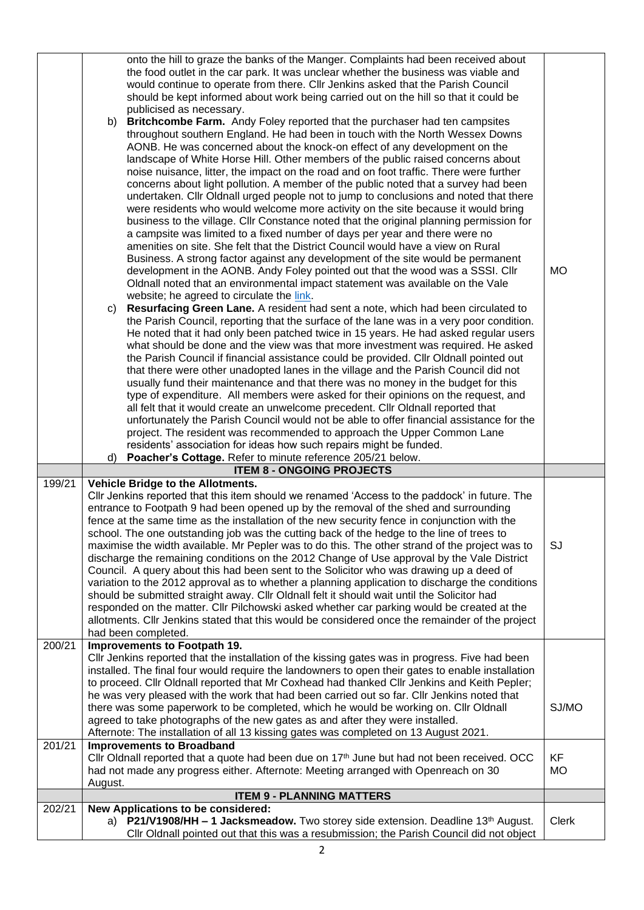| | | |
|---|---|---|
| | onto the hill to graze the banks of the Manger. Complaints had been received about the food outlet in the car park. It was unclear whether the business was viable and would continue to operate from there. Cllr Jenkins asked that the Parish Council should be kept informed about work being carried out on the hill so that it could be publicised as necessary.<br>b) **Britchcombe Farm.** Andy Foley reported that the purchaser had ten campsites throughout southern England. He had been in touch with the North Wessex Downs AONB. He was concerned about the knock-on effect of any development on the landscape of White Horse Hill. Other members of the public raised concerns about noise nuisance, litter, the impact on the road and on foot traffic. There were further concerns about light pollution. A member of the public noted that a survey had been undertaken. Cllr Oldnall urged people not to jump to conclusions and noted that there were residents who would welcome more activity on the site because it would bring business to the village. Cllr Constance noted that the original planning permission for a campsite was limited to a fixed number of days per year and there were no amenities on site. She felt that the District Council would have a view on Rural Business. A strong factor against any development of the site would be permanent development in the AONB. Andy Foley pointed out that the wood was a SSSI. Cllr Oldnall noted that an environmental impact statement was available on the Vale website; he agreed to circulate the link.<br>c) **Resurfacing Green Lane.** A resident had sent a note, which had been circulated to the Parish Council, reporting that the surface of the lane was in a very poor condition. He noted that it had only been patched twice in 15 years. He had asked regular users what should be done and the view was that more investment was required. He asked the Parish Council if financial assistance could be provided. Cllr Oldnall pointed out that there were other unadopted lanes in the village and the Parish Council did not usually fund their maintenance and that there was no money in the budget for this type of expenditure. All members were asked for their opinions on the request, and all felt that it would create an unwelcome precedent. Cllr Oldnall reported that unfortunately the Parish Council would not be able to offer financial assistance for the project. The resident was recommended to approach the Upper Common Lane residents' association for ideas how such repairs might be funded.<br>d) **Poacher's Cottage.** Refer to minute reference 205/21 below. | MO |
| | **ITEM 8 - ONGOING PROJECTS** | |
| 199/21 | **Vehicle Bridge to the Allotments.**<br>Cllr Jenkins reported that this item should we renamed 'Access to the paddock' in future. The entrance to Footpath 9 had been opened up by the removal of the shed and surrounding fence at the same time as the installation of the new security fence in conjunction with the school. The one outstanding job was the cutting back of the hedge to the line of trees to maximise the width available. Mr Pepler was to do this. The other strand of the project was to discharge the remaining conditions on the 2012 Change of Use approval by the Vale District Council. A query about this had been sent to the Solicitor who was drawing up a deed of variation to the 2012 approval as to whether a planning application to discharge the conditions should be submitted straight away. Cllr Oldnall felt it should wait until the Solicitor had responded on the matter. Cllr Pilchowski asked whether car parking would be created at the allotments. Cllr Jenkins stated that this would be considered once the remainder of the project had been completed. | SJ |
| 200/21 | **Improvements to Footpath 19.**<br>Cllr Jenkins reported that the installation of the kissing gates was in progress. Five had been installed. The final four would require the landowners to open their gates to enable installation to proceed. Cllr Oldnall reported that Mr Coxhead had thanked Cllr Jenkins and Keith Pepler; he was very pleased with the work that had been carried out so far. Cllr Jenkins noted that there was some paperwork to be completed, which he would be working on. Cllr Oldnall agreed to take photographs of the new gates as and after they were installed.<br>Afternote: The installation of all 13 kissing gates was completed on 13 August 2021. | SJ/MO |
| 201/21 | **Improvements to Broadband**<br>Cllr Oldnall reported that a quote had been due on 17th June but had not been received. OCC had not made any progress either. Afternote: Meeting arranged with Openreach on 30 August. | KF<br>MO |
| | **ITEM 9 - PLANNING MATTERS** | |
| 202/21 | **New Applications to be considered:**<br>a) **P21/V1908/HH – 1 Jacksmeadow.** Two storey side extension. Deadline 13th August. Cllr Oldnall pointed out that this was a resubmission; the Parish Council did not object | Clerk |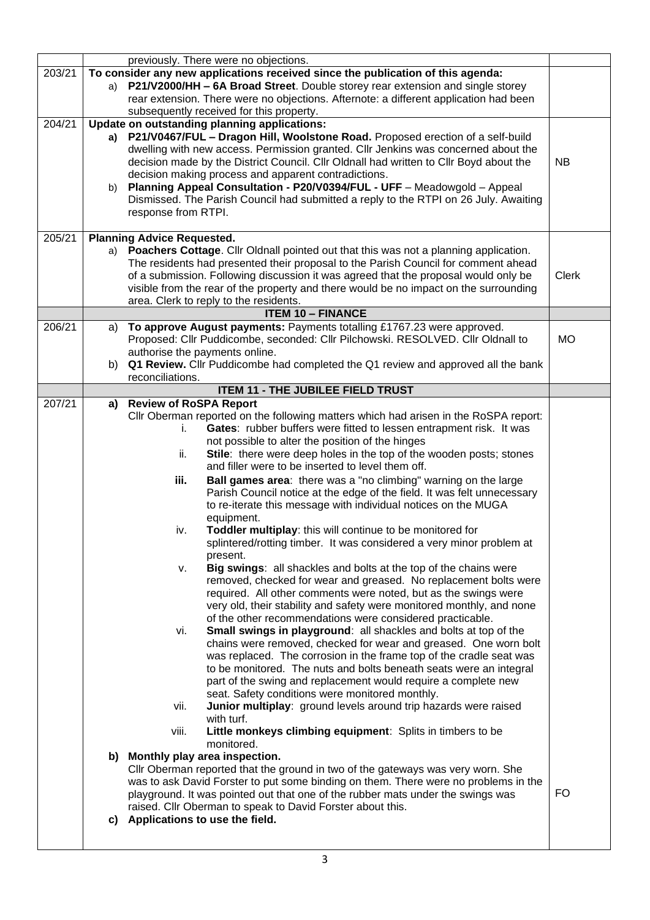| | | |
|---|---|---|
| | previously. There were no objections. | |
| 203/21 | **To consider any new applications received since the publication of this agenda:**<br>a) **P21/V2000/HH – 6A Broad Street**. Double storey rear extension and single storey rear extension. There were no objections. Afternote: a different application had been subsequently received for this property. | |
| 204/21 | **Update on outstanding planning applications:**<br>**a) P21/V0467/FUL – Dragon Hill, Woolstone Road.** Proposed erection of a self-build dwelling with new access. Permission granted. Cllr Jenkins was concerned about the decision made by the District Council. Cllr Oldnall had written to Cllr Boyd about the decision making process and apparent contradictions.<br>b) **Planning Appeal Consultation - P20/V0394/FUL - UFF** – Meadowgold – Appeal Dismissed. The Parish Council had submitted a reply to the RTPI on 26 July. Awaiting response from RTPI. | NB |
| 205/21 | **Planning Advice Requested.**<br>a) **Poachers Cottage**. Cllr Oldnall pointed out that this was not a planning application. The residents had presented their proposal to the Parish Council for comment ahead of a submission. Following discussion it was agreed that the proposal would only be visible from the rear of the property and there would be no impact on the surrounding area. Clerk to reply to the residents. | Clerk |
| | **ITEM 10 – FINANCE** | |
| 206/21 | a) **To approve August payments:** Payments totalling £1767.23 were approved. Proposed: Cllr Puddicombe, seconded: Cllr Pilchowski. RESOLVED. Cllr Oldnall to authorise the payments online.<br>b) **Q1 Review.** Cllr Puddicombe had completed the Q1 review and approved all the bank reconciliations. | MO |
| | **ITEM 11 - THE JUBILEE FIELD TRUST** | |
| 207/21 | **a) Review of RoSPA Report**<br>Cllr Oberman reported on the following matters which had arisen in the RoSPA report:<br>i. **Gates**: rubber buffers were fitted to lessen entrapment risk. It was not possible to alter the position of the hinges<br>ii. **Stile**: there were deep holes in the top of the wooden posts; stones and filler were to be inserted to level them off.<br>**iii.** **Ball games area**: there was a "no climbing" warning on the large Parish Council notice at the edge of the field. It was felt unnecessary to re-iterate this message with individual notices on the MUGA equipment.<br>iv. **Toddler multiplay**: this will continue to be monitored for splintered/rotting timber. It was considered a very minor problem at present.<br>v. **Big swings**: all shackles and bolts at the top of the chains were removed, checked for wear and greased. No replacement bolts were required. All other comments were noted, but as the swings were very old, their stability and safety were monitored monthly, and none of the other recommendations were considered practicable.<br>vi. **Small swings in playground**: all shackles and bolts at top of the chains were removed, checked for wear and greased. One worn bolt was replaced. The corrosion in the frame top of the cradle seat was to be monitored. The nuts and bolts beneath seats were an integral part of the swing and replacement would require a complete new seat. Safety conditions were monitored monthly.<br>vii. **Junior multiplay**: ground levels around trip hazards were raised with turf.<br>viii. **Little monkeys climbing equipment**: Splits in timbers to be monitored.<br>**b) Monthly play area inspection.**<br>Cllr Oberman reported that the ground in two of the gateways was very worn. She was to ask David Forster to put some binding on them. There were no problems in the playground. It was pointed out that one of the rubber mats under the swings was raised. Cllr Oberman to speak to David Forster about this.<br>**c) Applications to use the field.** | FO |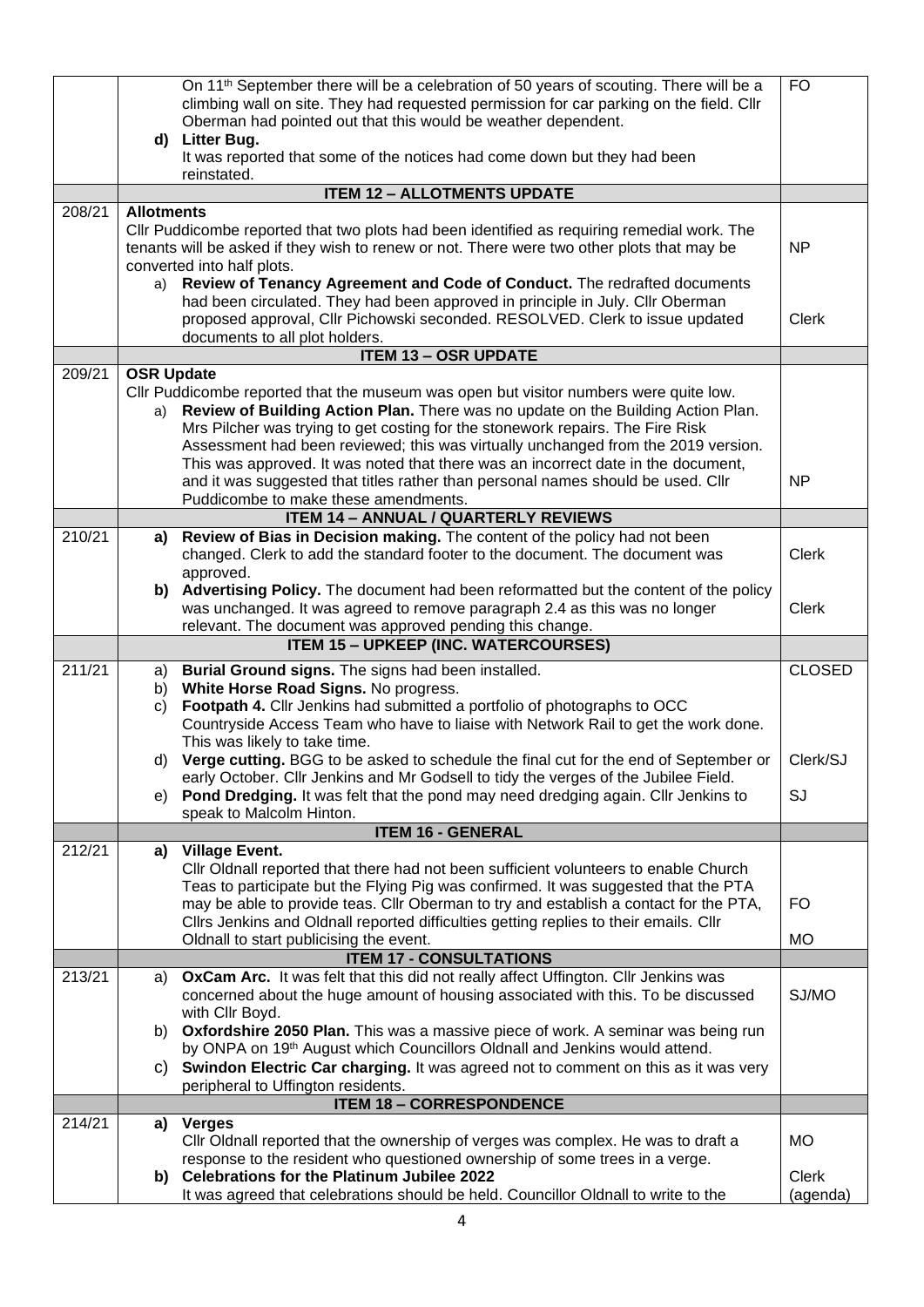| | | |
|---|---|---|
| | On 11th September there will be a celebration of 50 years of scouting. There will be a climbing wall on site. They had requested permission for car parking on the field. Cllr Oberman had pointed out that this would be weather dependent. | FO |
| | **d) Litter Bug.** It was reported that some of the notices had come down but they had been reinstated. | |
| | **ITEM 12 – ALLOTMENTS UPDATE** | |
| 208/21 | **Allotments** Cllr Puddicombe reported that two plots had been identified as requiring remedial work. The tenants will be asked if they wish to renew or not. There were two other plots that may be converted into half plots. | NP |
| | a) **Review of Tenancy Agreement and Code of Conduct.** The redrafted documents had been circulated. They had been approved in principle in July. Cllr Oberman proposed approval, Cllr Pichowski seconded. RESOLVED. Clerk to issue updated documents to all plot holders. | Clerk |
| | **ITEM 13 – OSR UPDATE** | |
| 209/21 | **OSR Update** Cllr Puddicombe reported that the museum was open but visitor numbers were quite low. | |
| | a) **Review of Building Action Plan.** There was no update on the Building Action Plan. Mrs Pilcher was trying to get costing for the stonework repairs. The Fire Risk Assessment had been reviewed; this was virtually unchanged from the 2019 version. This was approved. It was noted that there was an incorrect date in the document, and it was suggested that titles rather than personal names should be used. Cllr Puddicombe to make these amendments. | NP |
| | **ITEM 14 – ANNUAL / QUARTERLY REVIEWS** | |
| 210/21 | **a) Review of Bias in Decision making.** The content of the policy had not been changed. Clerk to add the standard footer to the document. The document was approved. | Clerk |
| | **b) Advertising Policy.** The document had been reformatted but the content of the policy was unchanged. It was agreed to remove paragraph 2.4 as this was no longer relevant. The document was approved pending this change. | Clerk |
| | **ITEM 15 – UPKEEP (INC. WATERCOURSES)** | |
| 211/21 | a) **Burial Ground signs.** The signs had been installed. | CLOSED |
| | b) **White Horse Road Signs.** No progress. | |
| | c) **Footpath 4.** Cllr Jenkins had submitted a portfolio of photographs to OCC Countryside Access Team who have to liaise with Network Rail to get the work done. This was likely to take time. | |
| | d) **Verge cutting.** BGG to be asked to schedule the final cut for the end of September or early October. Cllr Jenkins and Mr Godsell to tidy the verges of the Jubilee Field. | Clerk/SJ |
| | e) **Pond Dredging.** It was felt that the pond may need dredging again. Cllr Jenkins to speak to Malcolm Hinton. | SJ |
| | **ITEM 16 - GENERAL** | |
| 212/21 | **a) Village Event.** Cllr Oldnall reported that there had not been sufficient volunteers to enable Church Teas to participate but the Flying Pig was confirmed. It was suggested that the PTA may be able to provide teas. Cllr Oberman to try and establish a contact for the PTA, | FO |
| | Cllrs Jenkins and Oldnall reported difficulties getting replies to their emails. Cllr Oldnall to start publicising the event. | MO |
| | **ITEM 17 - CONSULTATIONS** | |
| 213/21 | a) **OxCam Arc.** It was felt that this did not really affect Uffington. Cllr Jenkins was concerned about the huge amount of housing associated with this. To be discussed with Cllr Boyd. | SJ/MO |
| | b) **Oxfordshire 2050 Plan.** This was a massive piece of work. A seminar was being run by ONPA on 19th August which Councillors Oldnall and Jenkins would attend. | |
| | c) **Swindon Electric Car charging.** It was agreed not to comment on this as it was very peripheral to Uffington residents. | |
| | **ITEM 18 – CORRESPONDENCE** | |
| 214/21 | **a) Verges** Cllr Oldnall reported that the ownership of verges was complex. He was to draft a response to the resident who questioned ownership of some trees in a verge. | MO |
| | **b) Celebrations for the Platinum Jubilee 2022** It was agreed that celebrations should be held. Councillor Oldnall to write to the | Clerk (agenda) |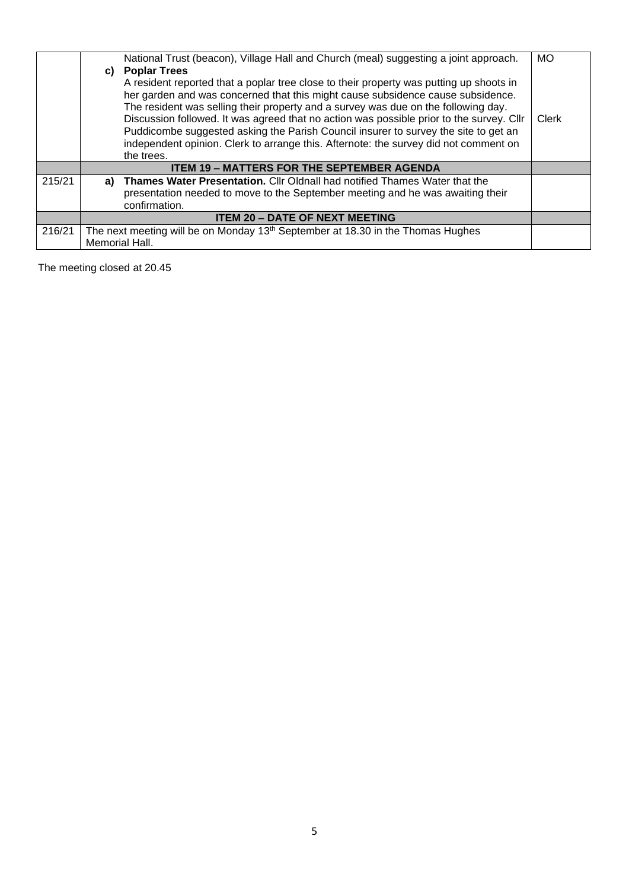| | | |
|---|---|---|
| | National Trust (beacon), Village Hall and Church (meal) suggesting a joint approach.<br>**c) Poplar Trees**<br>A resident reported that a poplar tree close to their property was putting up shoots in her garden and was concerned that this might cause subsidence cause subsidence. The resident was selling their property and a survey was due on the following day. Discussion followed. It was agreed that no action was possible prior to the survey. Cllr Puddicombe suggested asking the Parish Council insurer to survey the site to get an independent opinion. Clerk to arrange this. Afternote: the survey did not comment on the trees. | MO<br><br><br><br><br>Clerk |
| | **ITEM 19 – MATTERS FOR THE SEPTEMBER AGENDA** | |
| 215/21 | **a) Thames Water Presentation.** Cllr Oldnall had notified Thames Water that the presentation needed to move to the September meeting and he was awaiting their confirmation. | |
| | **ITEM 20 – DATE OF NEXT MEETING** | |
| 216/21 | The next meeting will be on Monday 13th September at 18.30 in the Thomas Hughes Memorial Hall. | |

The meeting closed at 20.45